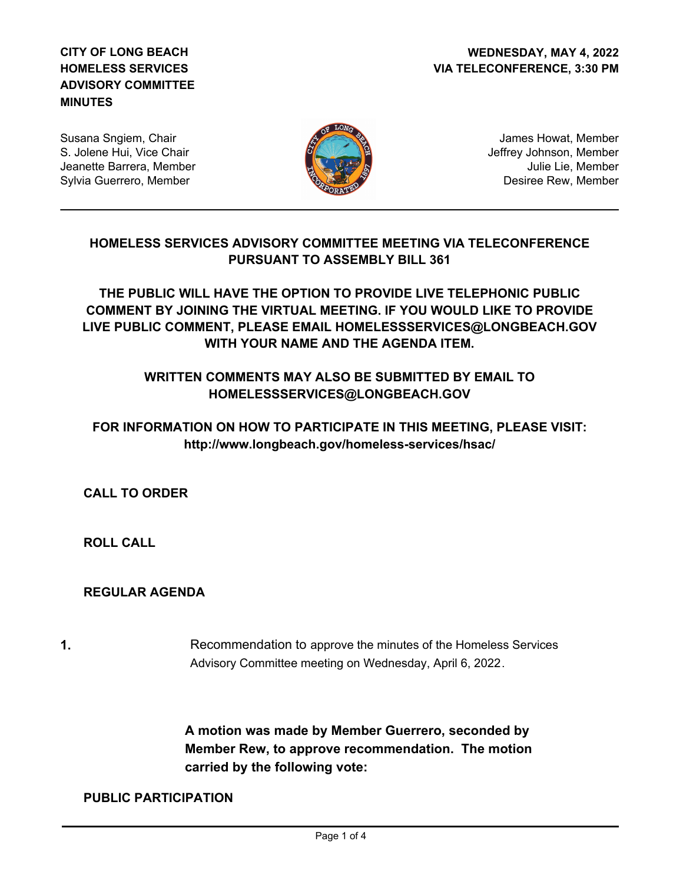**CITY OF LONG BEACH**
**HOMELESS SERVICES ADVISORY COMMITTEE**
**MINUTES**

**WEDNESDAY, MAY 4, 2022**
**VIA TELECONFERENCE, 3:30 PM**

Susana Sngiem, Chair
S. Jolene Hui, Vice Chair
Jeanette Barrera, Member
Sylvia Guerrero, Member

James Howat, Member
Jeffrey Johnson, Member
Julie Lie, Member
Desiree Rew, Member

---

**HOMELESS SERVICES ADVISORY COMMITTEE MEETING VIA TELECONFERENCE PURSUANT TO ASSEMBLY BILL 361**

**THE PUBLIC WILL HAVE THE OPTION TO PROVIDE LIVE TELEPHONIC PUBLIC COMMENT BY JOINING THE VIRTUAL MEETING. IF YOU WOULD LIKE TO PROVIDE LIVE PUBLIC COMMENT, PLEASE EMAIL HOMELESSSERVICES@LONGBEACH.GOV WITH YOUR NAME AND THE AGENDA ITEM.**

**WRITTEN COMMENTS MAY ALSO BE SUBMITTED BY EMAIL TO HOMELESSSERVICES@LONGBEACH.GOV**

**FOR INFORMATION ON HOW TO PARTICIPATE IN THIS MEETING, PLEASE VISIT: http://www.longbeach.gov/homeless-services/hsac/**

## CALL TO ORDER

## ROLL CALL

## REGULAR AGENDA

**1.** Recommendation to approve the minutes of the Homeless Services Advisory Committee meeting on Wednesday, April 6, 2022.

**A motion was made by Member Guerrero, seconded by Member Rew, to approve recommendation. The motion carried by the following vote:**

## PUBLIC PARTICIPATION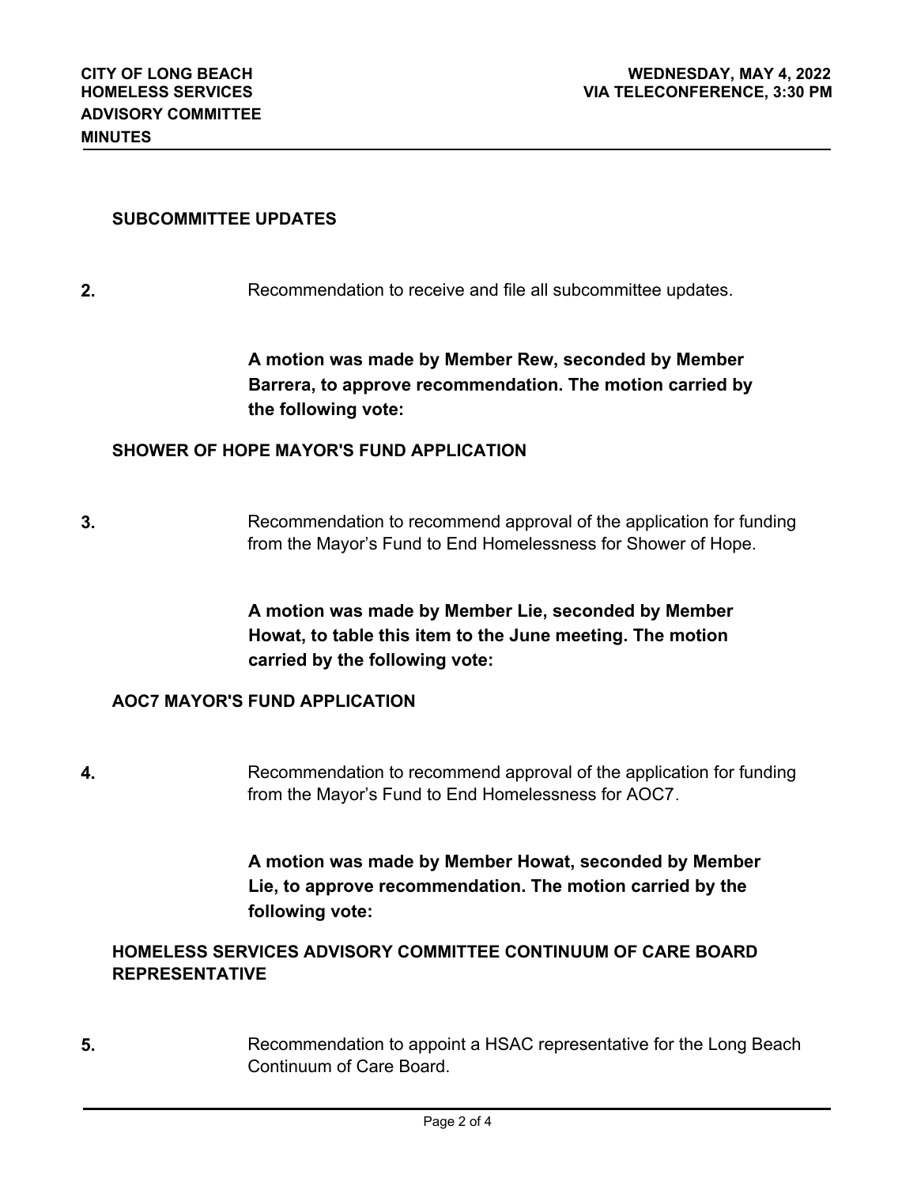### SUBCOMMITTEE UPDATES

**2.** Recommendation to receive and file all subcommittee updates.

**A motion was made by Member Rew, seconded by Member Barrera, to approve recommendation. The motion carried by the following vote:**

### SHOWER OF HOPE MAYOR'S FUND APPLICATION

**3.** Recommendation to recommend approval of the application for funding from the Mayor's Fund to End Homelessness for Shower of Hope.

**A motion was made by Member Lie, seconded by Member Howat, to table this item to the June meeting. The motion carried by the following vote:**

### AOC7 MAYOR'S FUND APPLICATION

**4.** Recommendation to recommend approval of the application for funding from the Mayor's Fund to End Homelessness for AOC7.

**A motion was made by Member Howat, seconded by Member Lie, to approve recommendation. The motion carried by the following vote:**

### HOMELESS SERVICES ADVISORY COMMITTEE CONTINUUM OF CARE BOARD REPRESENTATIVE

**5.** Recommendation to appoint a HSAC representative for the Long Beach Continuum of Care Board.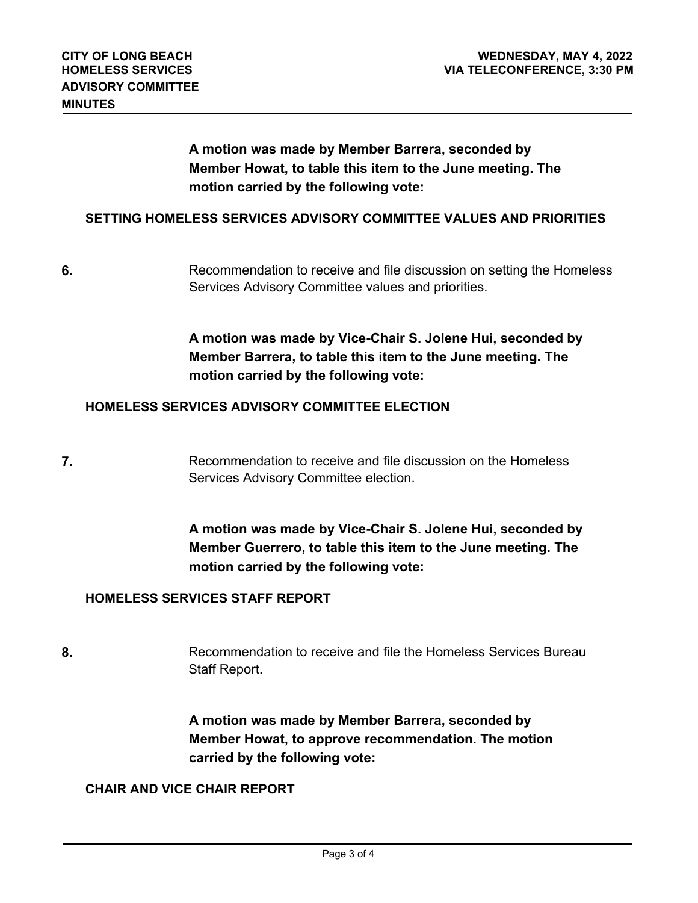**A motion was made by Member Barrera, seconded by Member Howat, to table this item to the June meeting. The motion carried by the following vote:**

## SETTING HOMELESS SERVICES ADVISORY COMMITTEE VALUES AND PRIORITIES

**6.** Recommendation to receive and file discussion on setting the Homeless Services Advisory Committee values and priorities.

**A motion was made by Vice-Chair S. Jolene Hui, seconded by Member Barrera, to table this item to the June meeting. The motion carried by the following vote:**

## HOMELESS SERVICES ADVISORY COMMITTEE ELECTION

**7.** Recommendation to receive and file discussion on the Homeless Services Advisory Committee election.

**A motion was made by Vice-Chair S. Jolene Hui, seconded by Member Guerrero, to table this item to the June meeting. The motion carried by the following vote:**

## HOMELESS SERVICES STAFF REPORT

**8.** Recommendation to receive and file the Homeless Services Bureau Staff Report.

**A motion was made by Member Barrera, seconded by Member Howat, to approve recommendation. The motion carried by the following vote:**

## CHAIR AND VICE CHAIR REPORT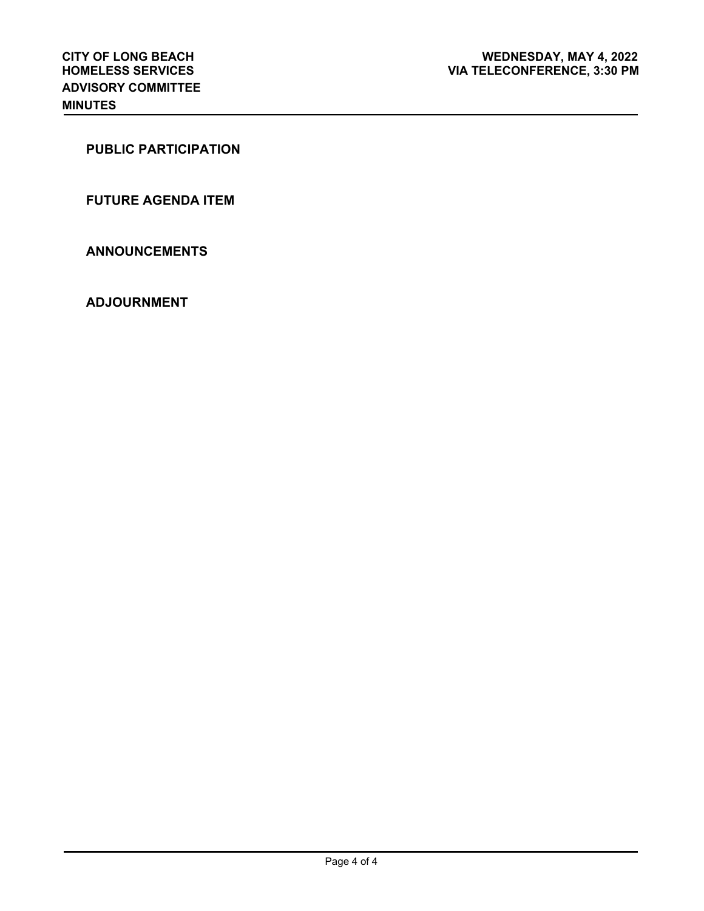## PUBLIC PARTICIPATION

## FUTURE AGENDA ITEM

## ANNOUNCEMENTS

## ADJOURNMENT